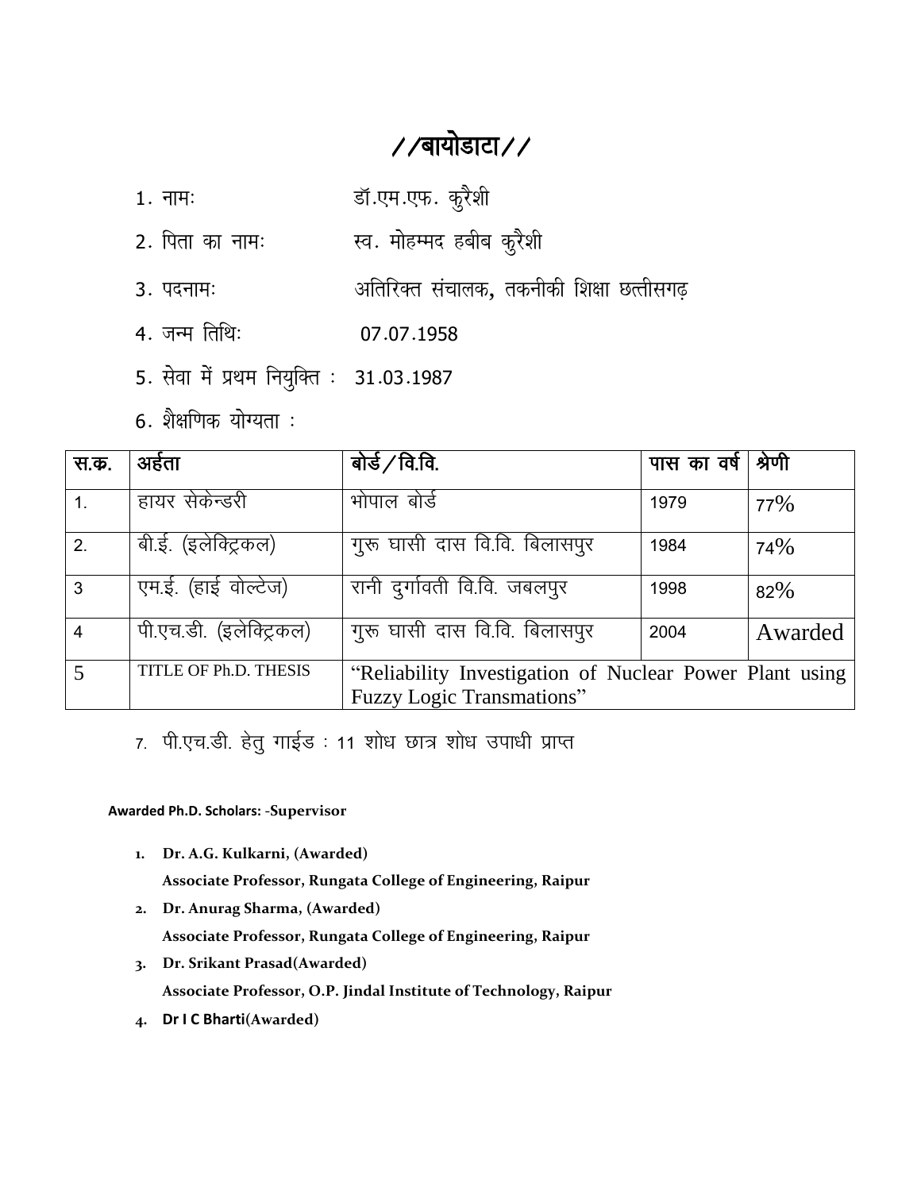# //बायोडाटा//

1. नामः डॉ.एम.एफ. कुरैशी
2. पिता का नामः स्व. मोहम्मद हबीब कुरैशी
3. पदनामः अतिरिक्त संचालक, तकनीकी शिक्षा छत्तीसगढ़
4. जन्म तिथिः 07.07.1958
5. सेवा में प्रथम नियुक्ति : 31.03.1987
6. शैक्षणिक योग्यता :

| स.क्र. | अर्हता | बोर्ड / वि.वि. | पास का वर्ष | श्रेणी |
|---|---|---|---|---|
| 1. | हायर सेकेन्डरी | भोपाल बोर्ड | 1979 | 77% |
| 2. | बी.ई. (इलेक्ट्रिकल) | गुरू घासी दास वि.वि. बिलासपुर | 1984 | 74% |
| 3 | एम.ई. (हाई वोल्टेज) | रानी दुर्गावती वि.वि. जबलपुर | 1998 | 82% |
| 4 | पी.एच.डी. (इलेक्ट्रिकल) | गुरू घासी दास वि.वि. बिलासपुर | 2004 | Awarded |
| 5 | TITLE OF Ph.D. THESIS | "Reliability Investigation of Nuclear Power Plant using Fuzzy Logic Transmations" | | |

7. पी.एच.डी. हेतु गाईड : 11 शोध छात्र शोध उपाधी प्राप्त

**Awarded Ph.D. Scholars: -Supervisor**

1. **Dr. A.G. Kulkarni, (Awarded)**
   **Associate Professor, Rungata College of Engineering, Raipur**
2. **Dr. Anurag Sharma, (Awarded)**
   **Associate Professor, Rungata College of Engineering, Raipur**
3. **Dr. Srikant Prasad(Awarded)**
   **Associate Professor, O.P. Jindal Institute of Technology, Raipur**
4. **Dr I C Bharti(Awarded)**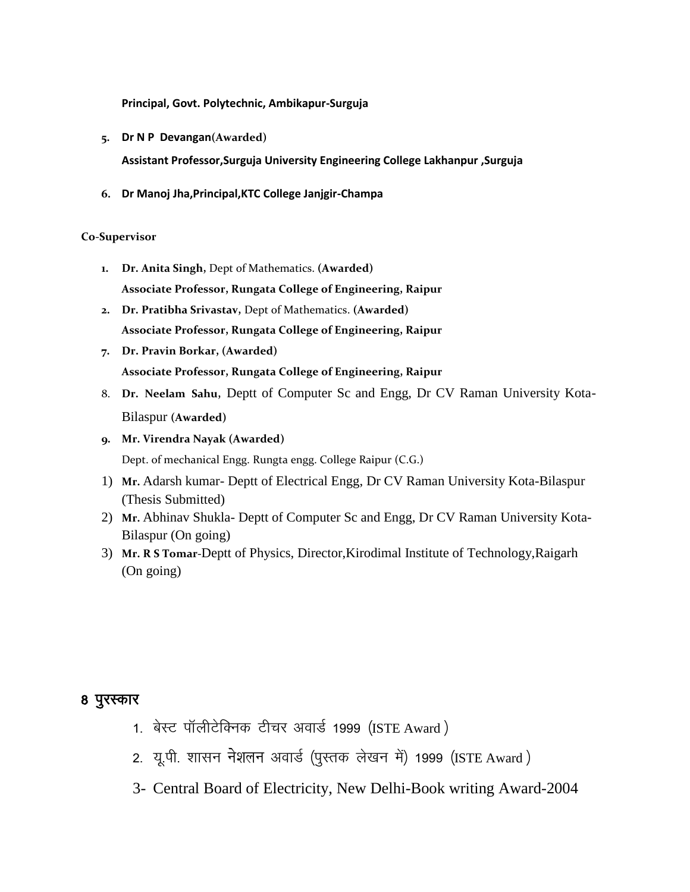**Principal, Govt. Polytechnic, Ambikapur-Surguja**

5. **Dr N P Devangan**(**Awarded**)

   **Assistant Professor,Surguja University Engineering College Lakhanpur ,Surguja**

6. **Dr Manoj Jha,Principal,KTC College Janjgir-Champa**

**Co-Supervisor**

1. **Dr. Anita Singh**, Dept of Mathematics. **(Awarded)**

   **Associate Professor, Rungata College of Engineering, Raipur**

2. **Dr. Pratibha Srivastav**, Dept of Mathematics. **(Awarded)**

   **Associate Professor, Rungata College of Engineering, Raipur**

7. **Dr. Pravin Borkar, (Awarded)**

   **Associate Professor, Rungata College of Engineering, Raipur**

8. **Dr. Neelam Sahu**, Deptt of Computer Sc and Engg, Dr CV Raman University Kota-Bilaspur **(Awarded)**

9. **Mr. Virendra Nayak (Awarded)**

   Dept. of mechanical Engg. Rungta engg. College Raipur (C.G.)

1) **Mr.** Adarsh kumar- Deptt of Electrical Engg, Dr CV Raman University Kota-Bilaspur (Thesis Submitted)
2) **Mr.** Abhinav Shukla- Deptt of Computer Sc and Engg, Dr CV Raman University Kota-Bilaspur (On going)
3) **Mr. R S Tomar**-Deptt of Physics, Director,Kirodimal Institute of Technology,Raigarh (On going)

## 8 पुरस्कार

1. बेस्ट पॉलीटेक्निक टीचर अवार्ड 1999 (ISTE Award )
2. यू.पी. शासन नेशलन अवार्ड (पुस्तक लेखन में) 1999 (ISTE Award )
3. Central Board of Electricity, New Delhi-Book writing Award-2004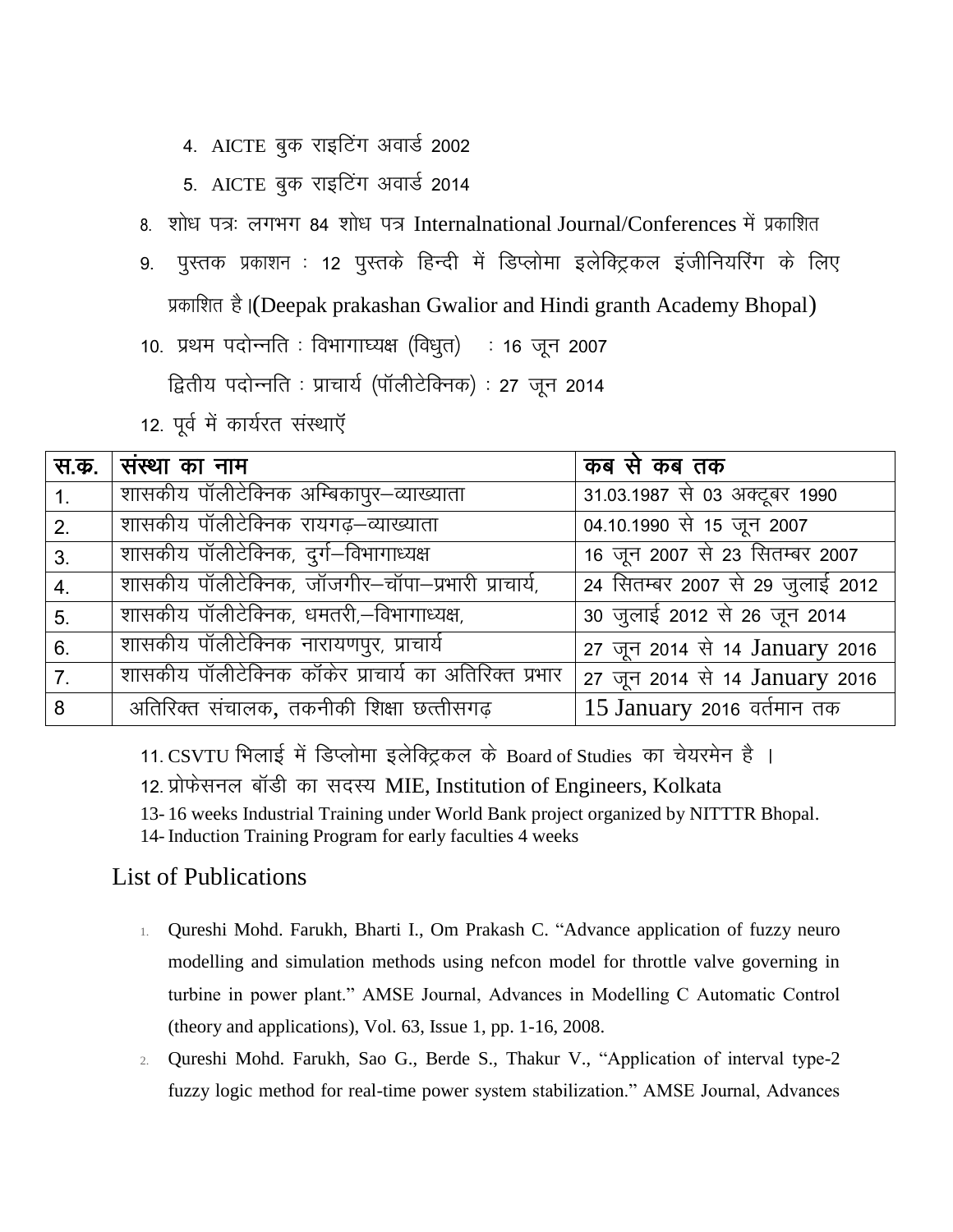4. AICTE बुक राइटिंग अवार्ड 2002
5. AICTE बुक राइटिंग अवार्ड 2014

8. शोध पत्रः लगभग 84 शोध पत्र Internalnational Journal/Conferences में प्रकाशित

9. पुस्तक प्रकाशन : 12 पुस्तके हिन्दी में डिप्लोमा इलेक्ट्रिकल इंजीनियरिंग के लिए प्रकाशित है।(Deepak prakashan Gwalior and Hindi granth Academy Bhopal)

10. प्रथम पदोन्नति : विभागाध्यक्ष (विधुत) : 16 जून 2007

द्वितीय पदोन्नति : प्राचार्य (पॉलीटेक्निक) : 27 जून 2014

12. पूर्व में कार्यरत संस्थाएँ

| स.क्र. | संस्था का नाम | कब से कब तक |
|---|---|---|
| 1. | शासकीय पॉलीटेक्निक अम्बिकापुर–व्याख्याता | 31.03.1987 से 03 अक्टूबर 1990 |
| 2. | शासकीय पॉलीटेक्निक रायगढ़–व्याख्याता | 04.10.1990 से 15 जून 2007 |
| 3. | शासकीय पॉलीटेक्निक, दुर्ग–विभागाध्यक्ष | 16 जून 2007 से 23 सितम्बर 2007 |
| 4. | शासकीय पॉलीटेक्निक, जॉजगीर–चॉपा–प्रभारी प्राचार्य, | 24 सितम्बर 2007 से 29 जुलाई 2012 |
| 5. | शासकीय पॉलीटेक्निक, धमतरी,–विभागाध्यक्ष, | 30 जुलाई 2012 से 26 जून 2014 |
| 6. | शासकीय पॉलीटेक्निक नारायणपुर, प्राचार्य | 27 जून 2014 से 14 January 2016 |
| 7. | शासकीय पॉलीटेक्निक कॉकेर प्राचार्य का अतिरिक्त प्रभार | 27 जून 2014 से 14 January 2016 |
| 8 | अतिरिक्त संचालक, तकनीकी शिक्षा छत्तीसगढ़ | 15 January 2016 वर्तमान तक |

11. CSVTU भिलाई में डिप्लोमा इलेक्ट्रिकल के Board of Studies का चेयरमेन है ।

12. प्रोफेसनल बॉडी का सदस्य MIE, Institution of Engineers, Kolkata

13- 16 weeks Industrial Training under World Bank project organized by NITTTR Bhopal.

14- Induction Training Program for early faculties 4 weeks

## List of Publications

1. Qureshi Mohd. Farukh, Bharti I., Om Prakash C. "Advance application of fuzzy neuro modelling and simulation methods using nefcon model for throttle valve governing in turbine in power plant." AMSE Journal, Advances in Modelling C Automatic Control (theory and applications), Vol. 63, Issue 1, pp. 1-16, 2008.
2. Qureshi Mohd. Farukh, Sao G., Berde S., Thakur V., "Application of interval type-2 fuzzy logic method for real-time power system stabilization." AMSE Journal, Advances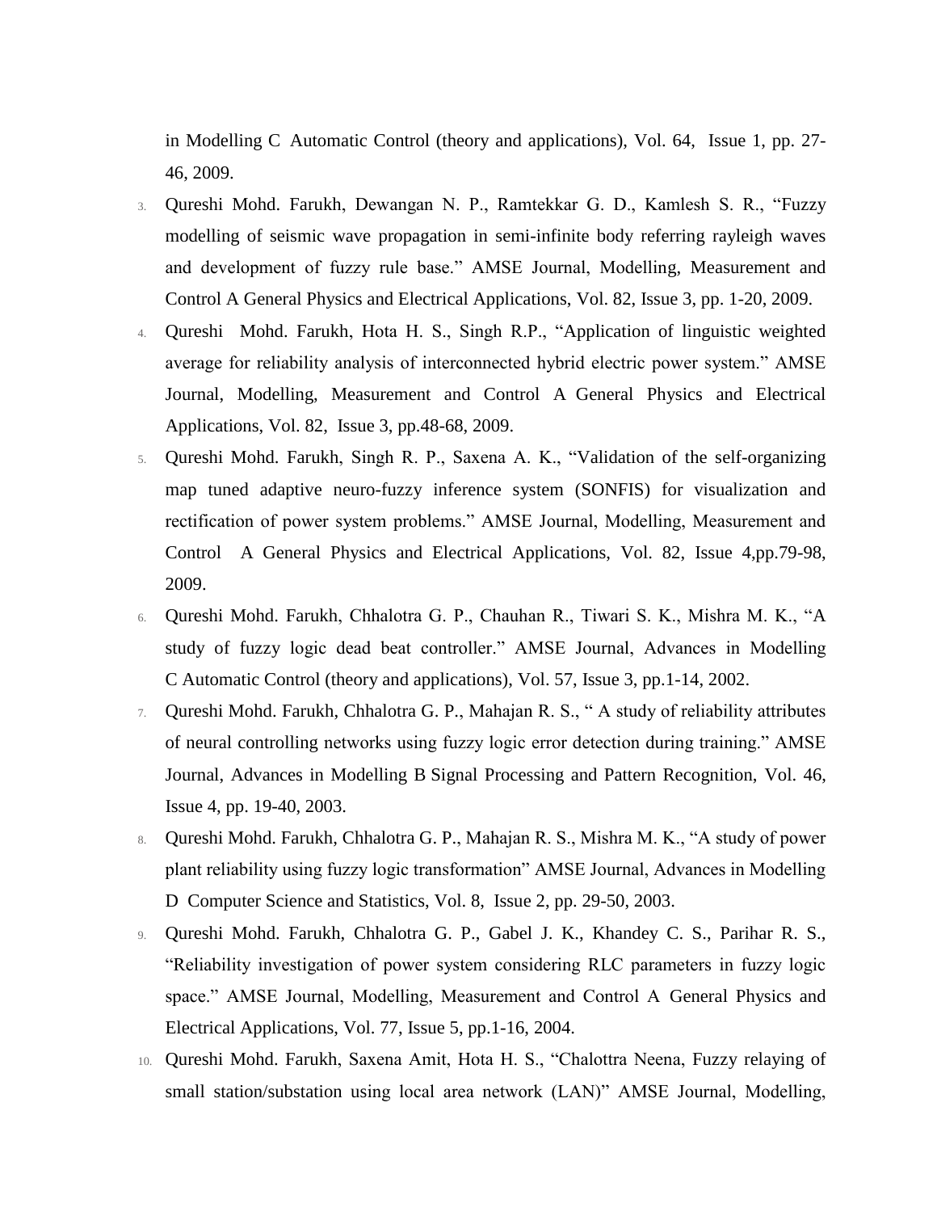in Modelling C Automatic Control (theory and applications), Vol. 64, Issue 1, pp. 27-46, 2009.

3. Qureshi Mohd. Farukh, Dewangan N. P., Ramtekkar G. D., Kamlesh S. R., "Fuzzy modelling of seismic wave propagation in semi-infinite body referring rayleigh waves and development of fuzzy rule base." AMSE Journal, Modelling, Measurement and Control A General Physics and Electrical Applications, Vol. 82, Issue 3, pp. 1-20, 2009.
4. Qureshi Mohd. Farukh, Hota H. S., Singh R.P., "Application of linguistic weighted average for reliability analysis of interconnected hybrid electric power system." AMSE Journal, Modelling, Measurement and Control A General Physics and Electrical Applications, Vol. 82, Issue 3, pp.48-68, 2009.
5. Qureshi Mohd. Farukh, Singh R. P., Saxena A. K., "Validation of the self-organizing map tuned adaptive neuro-fuzzy inference system (SONFIS) for visualization and rectification of power system problems." AMSE Journal, Modelling, Measurement and Control A General Physics and Electrical Applications, Vol. 82, Issue 4,pp.79-98, 2009.
6. Qureshi Mohd. Farukh, Chhalotra G. P., Chauhan R., Tiwari S. K., Mishra M. K., "A study of fuzzy logic dead beat controller." AMSE Journal, Advances in Modelling C Automatic Control (theory and applications), Vol. 57, Issue 3, pp.1-14, 2002.
7. Qureshi Mohd. Farukh, Chhalotra G. P., Mahajan R. S., " A study of reliability attributes of neural controlling networks using fuzzy logic error detection during training." AMSE Journal, Advances in Modelling B Signal Processing and Pattern Recognition, Vol. 46, Issue 4, pp. 19-40, 2003.
8. Qureshi Mohd. Farukh, Chhalotra G. P., Mahajan R. S., Mishra M. K., "A study of power plant reliability using fuzzy logic transformation" AMSE Journal, Advances in Modelling D Computer Science and Statistics, Vol. 8, Issue 2, pp. 29-50, 2003.
9. Qureshi Mohd. Farukh, Chhalotra G. P., Gabel J. K., Khandey C. S., Parihar R. S., "Reliability investigation of power system considering RLC parameters in fuzzy logic space." AMSE Journal, Modelling, Measurement and Control A General Physics and Electrical Applications, Vol. 77, Issue 5, pp.1-16, 2004.
10. Qureshi Mohd. Farukh, Saxena Amit, Hota H. S., "Chalottra Neena, Fuzzy relaying of small station/substation using local area network (LAN)" AMSE Journal, Modelling,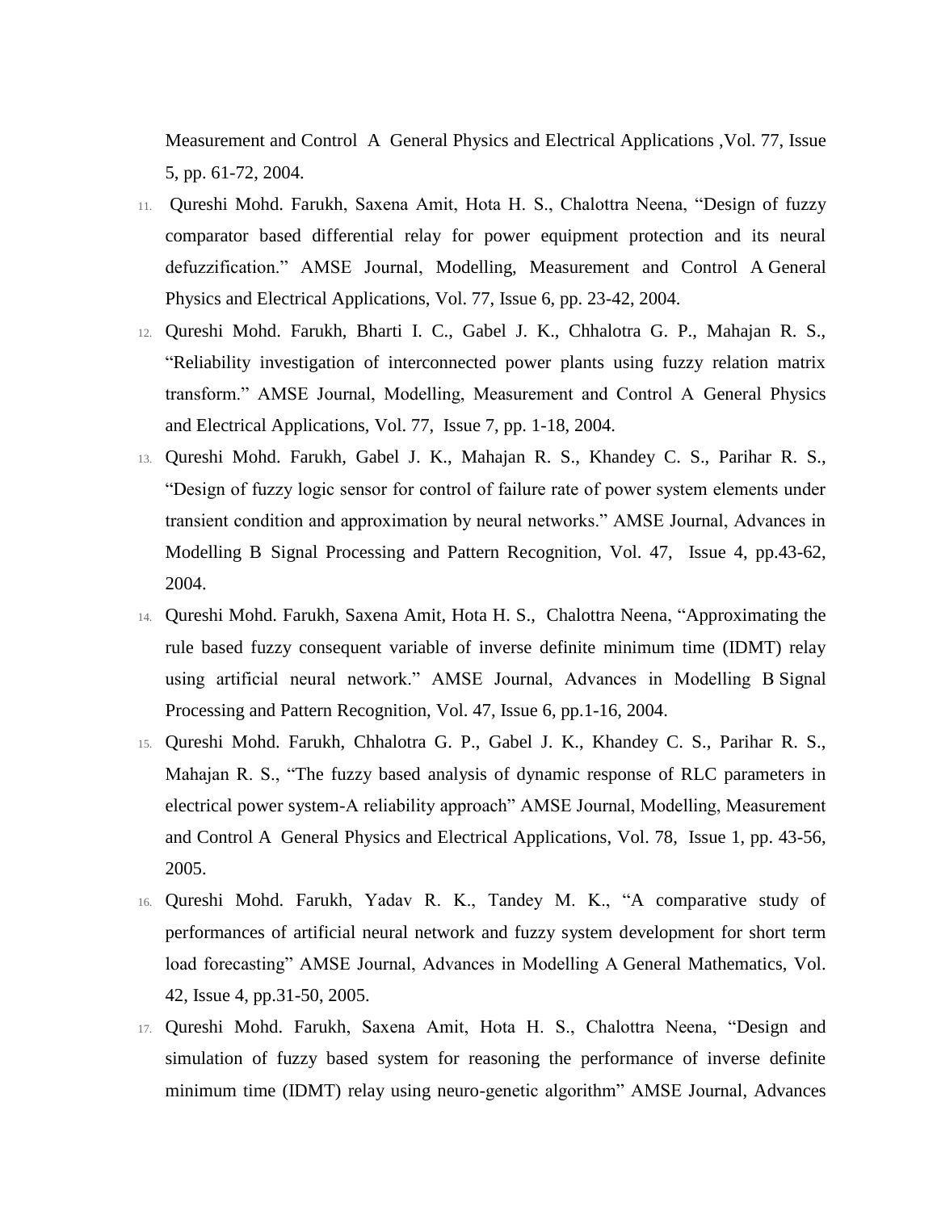Measurement and Control A General Physics and Electrical Applications ,Vol. 77, Issue 5, pp. 61-72, 2004.

11. Qureshi Mohd. Farukh, Saxena Amit, Hota H. S., Chalottra Neena, "Design of fuzzy comparator based differential relay for power equipment protection and its neural defuzzification." AMSE Journal, Modelling, Measurement and Control A General Physics and Electrical Applications, Vol. 77, Issue 6, pp. 23-42, 2004.
12. Qureshi Mohd. Farukh, Bharti I. C., Gabel J. K., Chhalotra G. P., Mahajan R. S., "Reliability investigation of interconnected power plants using fuzzy relation matrix transform." AMSE Journal, Modelling, Measurement and Control A General Physics and Electrical Applications, Vol. 77, Issue 7, pp. 1-18, 2004.
13. Qureshi Mohd. Farukh, Gabel J. K., Mahajan R. S., Khandey C. S., Parihar R. S., "Design of fuzzy logic sensor for control of failure rate of power system elements under transient condition and approximation by neural networks." AMSE Journal, Advances in Modelling B Signal Processing and Pattern Recognition, Vol. 47, Issue 4, pp.43-62, 2004.
14. Qureshi Mohd. Farukh, Saxena Amit, Hota H. S., Chalottra Neena, "Approximating the rule based fuzzy consequent variable of inverse definite minimum time (IDMT) relay using artificial neural network." AMSE Journal, Advances in Modelling B Signal Processing and Pattern Recognition, Vol. 47, Issue 6, pp.1-16, 2004.
15. Qureshi Mohd. Farukh, Chhalotra G. P., Gabel J. K., Khandey C. S., Parihar R. S., Mahajan R. S., "The fuzzy based analysis of dynamic response of RLC parameters in electrical power system-A reliability approach" AMSE Journal, Modelling, Measurement and Control A General Physics and Electrical Applications, Vol. 78, Issue 1, pp. 43-56, 2005.
16. Qureshi Mohd. Farukh, Yadav R. K., Tandey M. K., "A comparative study of performances of artificial neural network and fuzzy system development for short term load forecasting" AMSE Journal, Advances in Modelling A General Mathematics, Vol. 42, Issue 4, pp.31-50, 2005.
17. Qureshi Mohd. Farukh, Saxena Amit, Hota H. S., Chalottra Neena, "Design and simulation of fuzzy based system for reasoning the performance of inverse definite minimum time (IDMT) relay using neuro-genetic algorithm" AMSE Journal, Advances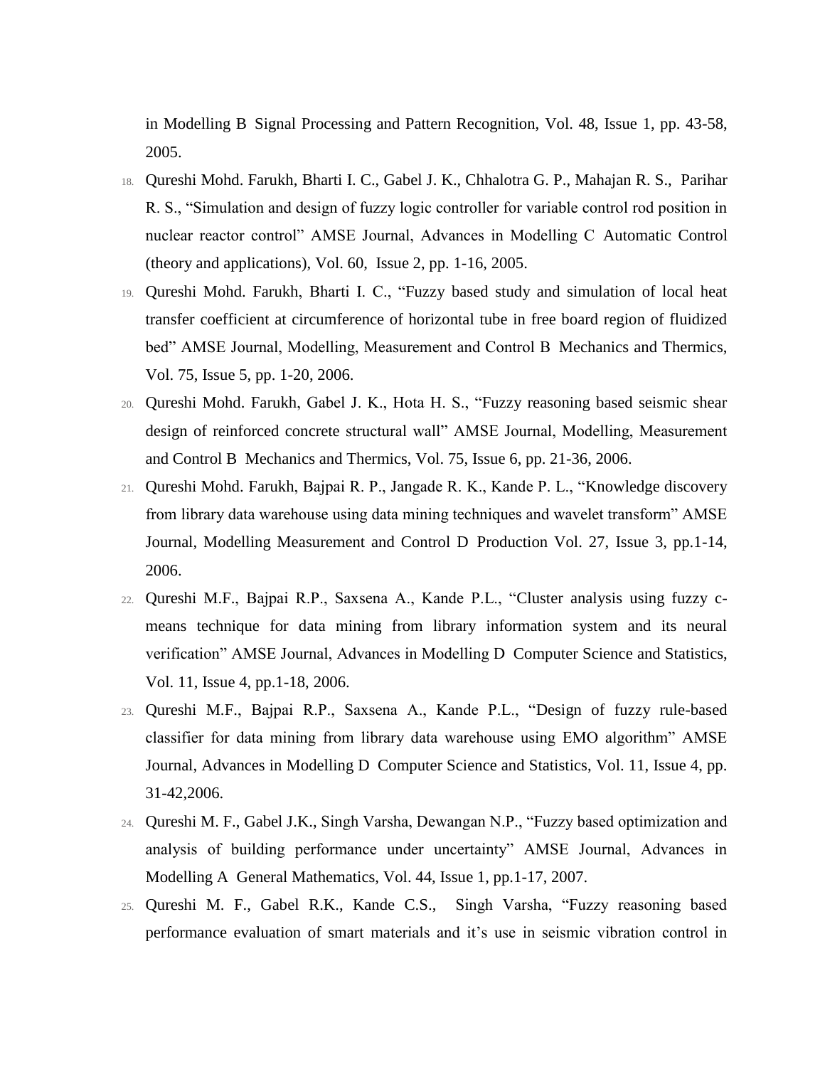in Modelling B  Signal Processing and Pattern Recognition, Vol. 48, Issue 1, pp. 43-58, 2005.

18. Qureshi Mohd. Farukh, Bharti I. C., Gabel J. K., Chhalotra G. P., Mahajan R. S., Parihar R. S., "Simulation and design of fuzzy logic controller for variable control rod position in nuclear reactor control" AMSE Journal, Advances in Modelling C  Automatic Control (theory and applications), Vol. 60, Issue 2, pp. 1-16, 2005.
19. Qureshi Mohd. Farukh, Bharti I. C., "Fuzzy based study and simulation of local heat transfer coefficient at circumference of horizontal tube in free board region of fluidized bed" AMSE Journal, Modelling, Measurement and Control B  Mechanics and Thermics, Vol. 75, Issue 5, pp. 1-20, 2006.
20. Qureshi Mohd. Farukh, Gabel J. K., Hota H. S., "Fuzzy reasoning based seismic shear design of reinforced concrete structural wall" AMSE Journal, Modelling, Measurement and Control B  Mechanics and Thermics, Vol. 75, Issue 6, pp. 21-36, 2006.
21. Qureshi Mohd. Farukh, Bajpai R. P., Jangade R. K., Kande P. L., "Knowledge discovery from library data warehouse using data mining techniques and wavelet transform" AMSE Journal, Modelling Measurement and Control D  Production Vol. 27, Issue 3, pp.1-14, 2006.
22. Qureshi M.F., Bajpai R.P., Saxsena A., Kande P.L., "Cluster analysis using fuzzy c-means technique for data mining from library information system and its neural verification" AMSE Journal, Advances in Modelling D  Computer Science and Statistics, Vol. 11, Issue 4, pp.1-18, 2006.
23. Qureshi M.F., Bajpai R.P., Saxsena A., Kande P.L., "Design of fuzzy rule-based classifier for data mining from library data warehouse using EMO algorithm" AMSE Journal, Advances in Modelling D  Computer Science and Statistics, Vol. 11, Issue 4, pp. 31-42,2006.
24. Qureshi M. F., Gabel J.K., Singh Varsha, Dewangan N.P., "Fuzzy based optimization and analysis of building performance under uncertainty" AMSE Journal, Advances in Modelling A  General Mathematics, Vol. 44, Issue 1, pp.1-17, 2007.
25. Qureshi M. F., Gabel R.K., Kande C.S., Singh Varsha, "Fuzzy reasoning based performance evaluation of smart materials and it's use in seismic vibration control in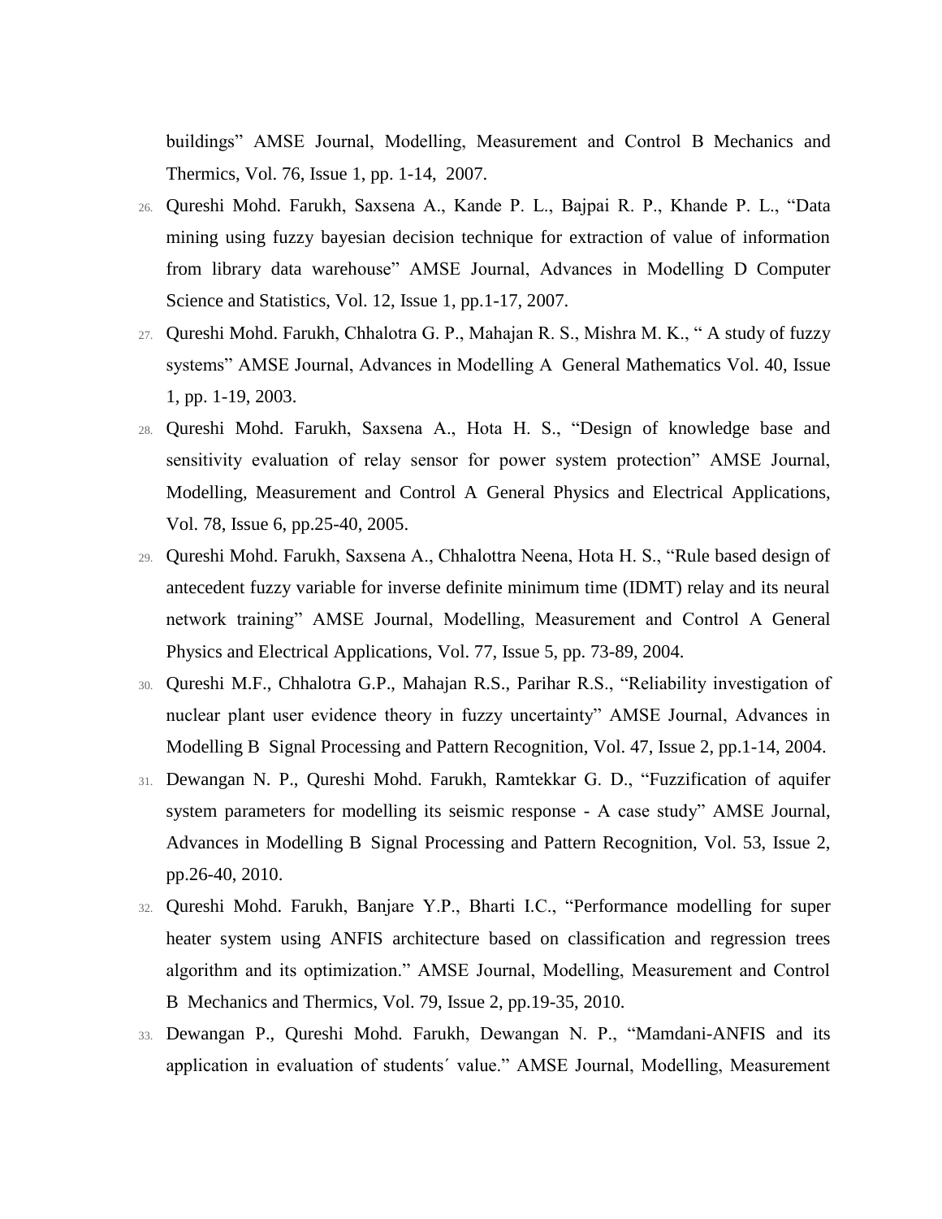buildings" AMSE Journal, Modelling, Measurement and Control B Mechanics and Thermics, Vol. 76, Issue 1, pp. 1-14, 2007.

26. Qureshi Mohd. Farukh, Saxsena A., Kande P. L., Bajpai R. P., Khande P. L., "Data mining using fuzzy bayesian decision technique for extraction of value of information from library data warehouse" AMSE Journal, Advances in Modelling D Computer Science and Statistics, Vol. 12, Issue 1, pp.1-17, 2007.
27. Qureshi Mohd. Farukh, Chhalotra G. P., Mahajan R. S., Mishra M. K., " A study of fuzzy systems" AMSE Journal, Advances in Modelling A General Mathematics Vol. 40, Issue 1, pp. 1-19, 2003.
28. Qureshi Mohd. Farukh, Saxsena A., Hota H. S., "Design of knowledge base and sensitivity evaluation of relay sensor for power system protection" AMSE Journal, Modelling, Measurement and Control A General Physics and Electrical Applications, Vol. 78, Issue 6, pp.25-40, 2005.
29. Qureshi Mohd. Farukh, Saxsena A., Chhalottra Neena, Hota H. S., "Rule based design of antecedent fuzzy variable for inverse definite minimum time (IDMT) relay and its neural network training" AMSE Journal, Modelling, Measurement and Control A General Physics and Electrical Applications, Vol. 77, Issue 5, pp. 73-89, 2004.
30. Qureshi M.F., Chhalotra G.P., Mahajan R.S., Parihar R.S., "Reliability investigation of nuclear plant user evidence theory in fuzzy uncertainty" AMSE Journal, Advances in Modelling B Signal Processing and Pattern Recognition, Vol. 47, Issue 2, pp.1-14, 2004.
31. Dewangan N. P., Qureshi Mohd. Farukh, Ramtekkar G. D., "Fuzzification of aquifer system parameters for modelling its seismic response - A case study" AMSE Journal, Advances in Modelling B Signal Processing and Pattern Recognition, Vol. 53, Issue 2, pp.26-40, 2010.
32. Qureshi Mohd. Farukh, Banjare Y.P., Bharti I.C., "Performance modelling for super heater system using ANFIS architecture based on classification and regression trees algorithm and its optimization." AMSE Journal, Modelling, Measurement and Control B Mechanics and Thermics, Vol. 79, Issue 2, pp.19-35, 2010.
33. Dewangan P., Qureshi Mohd. Farukh, Dewangan N. P., "Mamdani-ANFIS and its application in evaluation of students´ value." AMSE Journal, Modelling, Measurement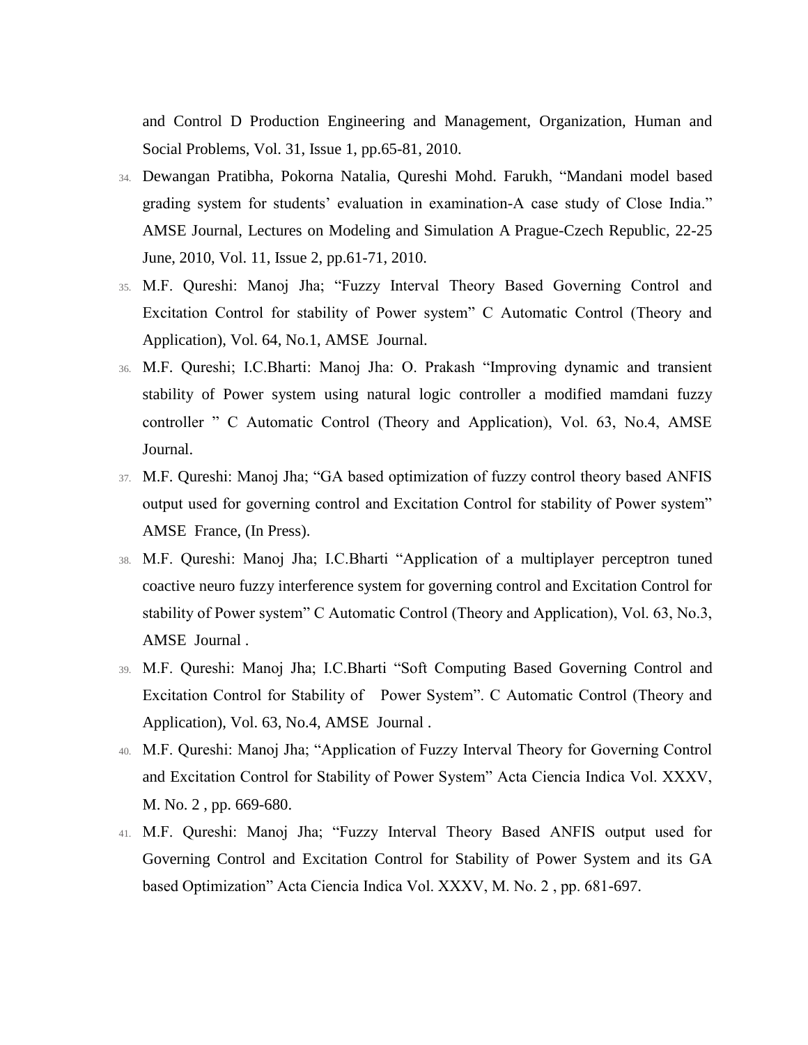and Control D Production Engineering and Management, Organization, Human and Social Problems, Vol. 31, Issue 1, pp.65-81, 2010.

34. Dewangan Pratibha, Pokorna Natalia, Qureshi Mohd. Farukh, "Mandani model based grading system for students' evaluation in examination-A case study of Close India." AMSE Journal, Lectures on Modeling and Simulation A Prague-Czech Republic, 22-25 June, 2010, Vol. 11, Issue 2, pp.61-71, 2010.
35. M.F. Qureshi: Manoj Jha; "Fuzzy Interval Theory Based Governing Control and Excitation Control for stability of Power system" C Automatic Control (Theory and Application), Vol. 64, No.1, AMSE Journal.
36. M.F. Qureshi; I.C.Bharti: Manoj Jha: O. Prakash "Improving dynamic and transient stability of Power system using natural logic controller a modified mamdani fuzzy controller " C Automatic Control (Theory and Application), Vol. 63, No.4, AMSE Journal.
37. M.F. Qureshi: Manoj Jha; "GA based optimization of fuzzy control theory based ANFIS output used for governing control and Excitation Control for stability of Power system" AMSE France, (In Press).
38. M.F. Qureshi: Manoj Jha; I.C.Bharti "Application of a multiplayer perceptron tuned coactive neuro fuzzy interference system for governing control and Excitation Control for stability of Power system" C Automatic Control (Theory and Application), Vol. 63, No.3, AMSE Journal .
39. M.F. Qureshi: Manoj Jha; I.C.Bharti "Soft Computing Based Governing Control and Excitation Control for Stability of Power System". C Automatic Control (Theory and Application), Vol. 63, No.4, AMSE Journal .
40. M.F. Qureshi: Manoj Jha; "Application of Fuzzy Interval Theory for Governing Control and Excitation Control for Stability of Power System" Acta Ciencia Indica Vol. XXXV, M. No. 2 , pp. 669-680.
41. M.F. Qureshi: Manoj Jha; "Fuzzy Interval Theory Based ANFIS output used for Governing Control and Excitation Control for Stability of Power System and its GA based Optimization" Acta Ciencia Indica Vol. XXXV, M. No. 2 , pp. 681-697.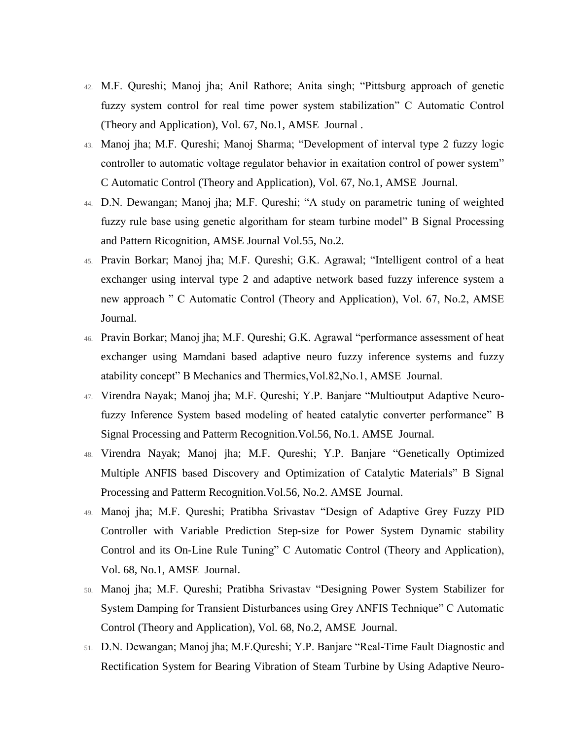42. M.F. Qureshi; Manoj jha; Anil Rathore; Anita singh; “Pittsburg approach of genetic fuzzy system control for real time power system stabilization” C Automatic Control (Theory and Application), Vol. 67, No.1, AMSE Journal .
43. Manoj jha; M.F. Qureshi; Manoj Sharma; “Development of interval type 2 fuzzy logic controller to automatic voltage regulator behavior in exaitation control of power system” C Automatic Control (Theory and Application), Vol. 67, No.1, AMSE Journal.
44. D.N. Dewangan; Manoj jha; M.F. Qureshi; “A study on parametric tuning of weighted fuzzy rule base using genetic algoritham for steam turbine model” B Signal Processing and Pattern Ricognition, AMSE Journal Vol.55, No.2.
45. Pravin Borkar; Manoj jha; M.F. Qureshi; G.K. Agrawal; “Intelligent control of a heat exchanger using interval type 2 and adaptive network based fuzzy inference system a new approach ” C Automatic Control (Theory and Application), Vol. 67, No.2, AMSE Journal.
46. Pravin Borkar; Manoj jha; M.F. Qureshi; G.K. Agrawal “performance assessment of heat exchanger using Mamdani based adaptive neuro fuzzy inference systems and fuzzy atability concept” B Mechanics and Thermics,Vol.82,No.1, AMSE Journal.
47. Virendra Nayak; Manoj jha; M.F. Qureshi; Y.P. Banjare “Multioutput Adaptive Neuro-fuzzy Inference System based modeling of heated catalytic converter performance” B Signal Processing and Patterm Recognition.Vol.56, No.1. AMSE Journal.
48. Virendra Nayak; Manoj jha; M.F. Qureshi; Y.P. Banjare “Genetically Optimized Multiple ANFIS based Discovery and Optimization of Catalytic Materials” B Signal Processing and Patterm Recognition.Vol.56, No.2. AMSE Journal.
49. Manoj jha; M.F. Qureshi; Pratibha Srivastav “Design of Adaptive Grey Fuzzy PID Controller with Variable Prediction Step-size for Power System Dynamic stability Control and its On-Line Rule Tuning” C Automatic Control (Theory and Application), Vol. 68, No.1, AMSE Journal.
50. Manoj jha; M.F. Qureshi; Pratibha Srivastav “Designing Power System Stabilizer for System Damping for Transient Disturbances using Grey ANFIS Technique” C Automatic Control (Theory and Application), Vol. 68, No.2, AMSE Journal.
51. D.N. Dewangan; Manoj jha; M.F.Qureshi; Y.P. Banjare “Real-Time Fault Diagnostic and Rectification System for Bearing Vibration of Steam Turbine by Using Adaptive Neuro-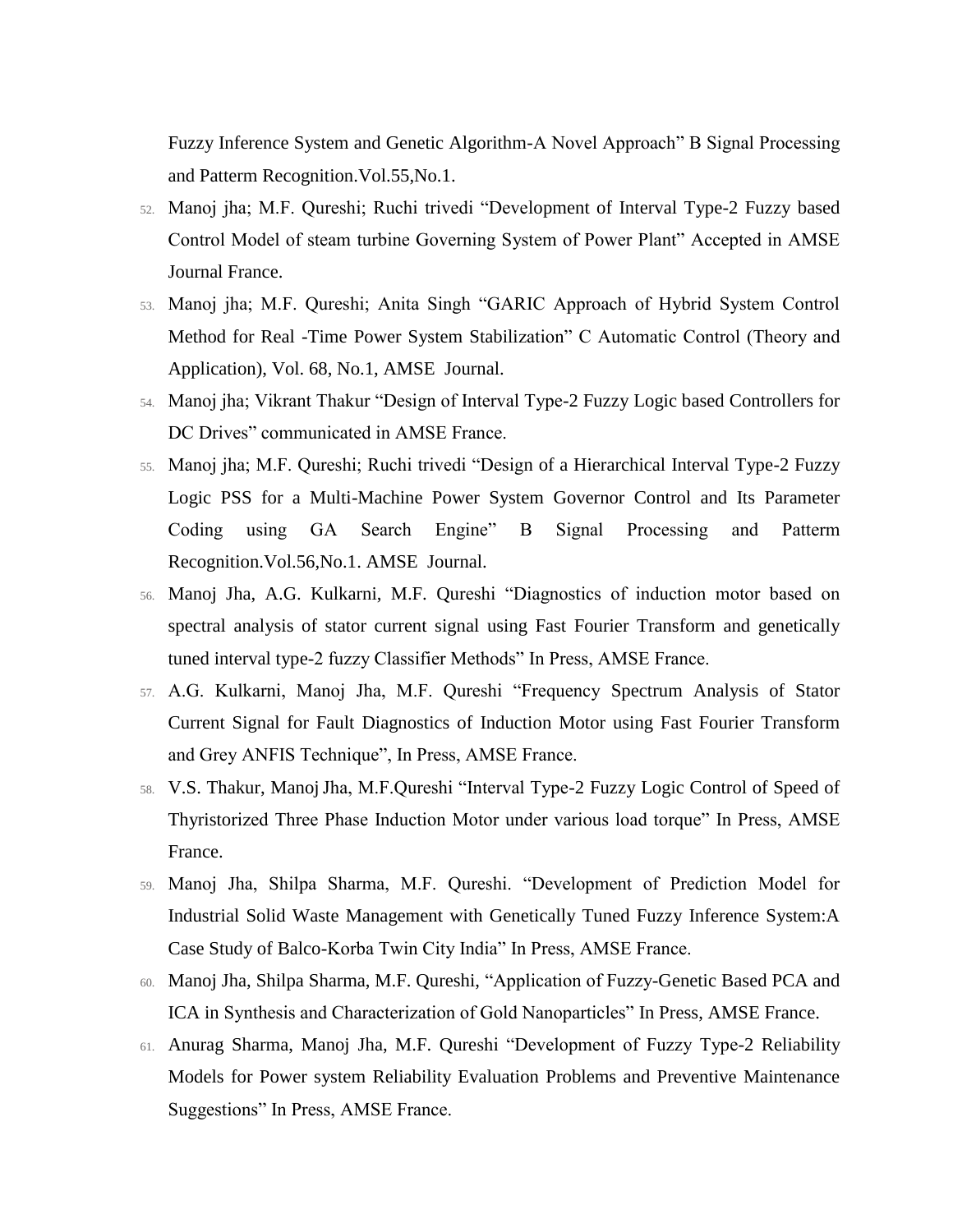Fuzzy Inference System and Genetic Algorithm-A Novel Approach" B Signal Processing and Patterm Recognition.Vol.55,No.1.

52. Manoj jha; M.F. Qureshi; Ruchi trivedi "Development of Interval Type-2 Fuzzy based Control Model of steam turbine Governing System of Power Plant" Accepted in AMSE Journal France.
53. Manoj jha; M.F. Qureshi; Anita Singh "GARIC Approach of Hybrid System Control Method for Real -Time Power System Stabilization" C Automatic Control (Theory and Application), Vol. 68, No.1, AMSE Journal.
54. Manoj jha; Vikrant Thakur "Design of Interval Type-2 Fuzzy Logic based Controllers for DC Drives" communicated in AMSE France.
55. Manoj jha; M.F. Qureshi; Ruchi trivedi "Design of a Hierarchical Interval Type-2 Fuzzy Logic PSS for a Multi-Machine Power System Governor Control and Its Parameter Coding using GA Search Engine" B Signal Processing and Patterm Recognition.Vol.56,No.1. AMSE Journal.
56. Manoj Jha, A.G. Kulkarni, M.F. Qureshi "Diagnostics of induction motor based on spectral analysis of stator current signal using Fast Fourier Transform and genetically tuned interval type-2 fuzzy Classifier Methods" In Press, AMSE France.
57. A.G. Kulkarni, Manoj Jha, M.F. Qureshi "Frequency Spectrum Analysis of Stator Current Signal for Fault Diagnostics of Induction Motor using Fast Fourier Transform and Grey ANFIS Technique", In Press, AMSE France.
58. V.S. Thakur, Manoj Jha, M.F.Qureshi "Interval Type-2 Fuzzy Logic Control of Speed of Thyristorized Three Phase Induction Motor under various load torque" In Press, AMSE France.
59. Manoj Jha, Shilpa Sharma, M.F. Qureshi. "Development of Prediction Model for Industrial Solid Waste Management with Genetically Tuned Fuzzy Inference System:A Case Study of Balco-Korba Twin City India" In Press, AMSE France.
60. Manoj Jha, Shilpa Sharma, M.F. Qureshi, "Application of Fuzzy-Genetic Based PCA and ICA in Synthesis and Characterization of Gold Nanoparticles" In Press, AMSE France.
61. Anurag Sharma, Manoj Jha, M.F. Qureshi "Development of Fuzzy Type-2 Reliability Models for Power system Reliability Evaluation Problems and Preventive Maintenance Suggestions" In Press, AMSE France.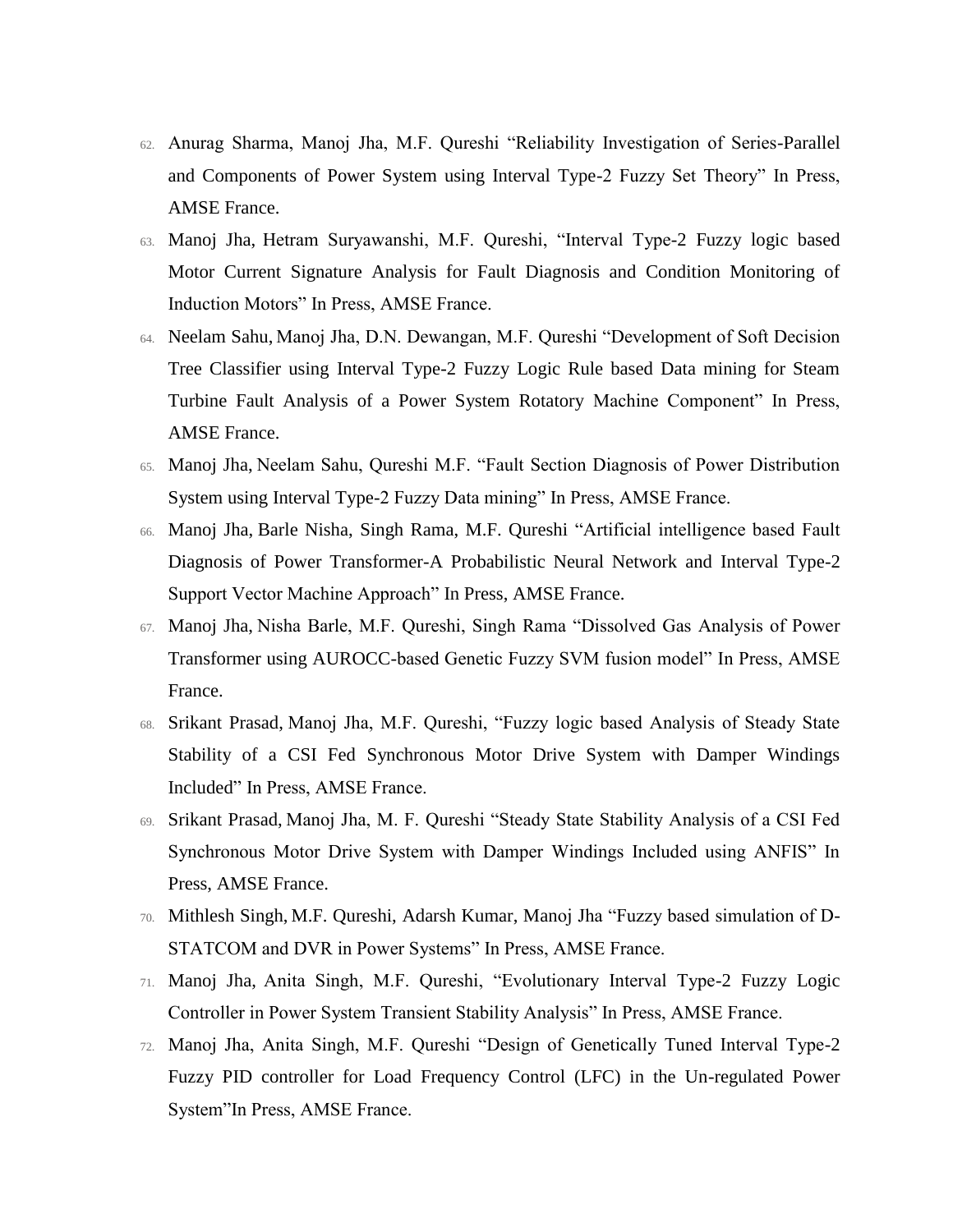62. Anurag Sharma, Manoj Jha, M.F. Qureshi “Reliability Investigation of Series-Parallel and Components of Power System using Interval Type-2 Fuzzy Set Theory” In Press, AMSE France.
63. Manoj Jha, Hetram Suryawanshi, M.F. Qureshi, “Interval Type-2 Fuzzy logic based Motor Current Signature Analysis for Fault Diagnosis and Condition Monitoring of Induction Motors” In Press, AMSE France.
64. Neelam Sahu, Manoj Jha, D.N. Dewangan, M.F. Qureshi “Development of Soft Decision Tree Classifier using Interval Type-2 Fuzzy Logic Rule based Data mining for Steam Turbine Fault Analysis of a Power System Rotatory Machine Component” In Press, AMSE France.
65. Manoj Jha, Neelam Sahu, Qureshi M.F. “Fault Section Diagnosis of Power Distribution System using Interval Type-2 Fuzzy Data mining” In Press, AMSE France.
66. Manoj Jha, Barle Nisha, Singh Rama, M.F. Qureshi “Artificial intelligence based Fault Diagnosis of Power Transformer-A Probabilistic Neural Network and Interval Type-2 Support Vector Machine Approach” In Press, AMSE France.
67. Manoj Jha, Nisha Barle, M.F. Qureshi, Singh Rama “Dissolved Gas Analysis of Power Transformer using AUROCC-based Genetic Fuzzy SVM fusion model” In Press, AMSE France.
68. Srikant Prasad, Manoj Jha, M.F. Qureshi, “Fuzzy logic based Analysis of Steady State Stability of a CSI Fed Synchronous Motor Drive System with Damper Windings Included” In Press, AMSE France.
69. Srikant Prasad, Manoj Jha, M. F. Qureshi “Steady State Stability Analysis of a CSI Fed Synchronous Motor Drive System with Damper Windings Included using ANFIS” In Press, AMSE France.
70. Mithlesh Singh, M.F. Qureshi, Adarsh Kumar, Manoj Jha “Fuzzy based simulation of D-STATCOM and DVR in Power Systems” In Press, AMSE France.
71. Manoj Jha, Anita Singh, M.F. Qureshi, “Evolutionary Interval Type-2 Fuzzy Logic Controller in Power System Transient Stability Analysis” In Press, AMSE France.
72. Manoj Jha, Anita Singh, M.F. Qureshi “Design of Genetically Tuned Interval Type-2 Fuzzy PID controller for Load Frequency Control (LFC) in the Un-regulated Power System”In Press, AMSE France.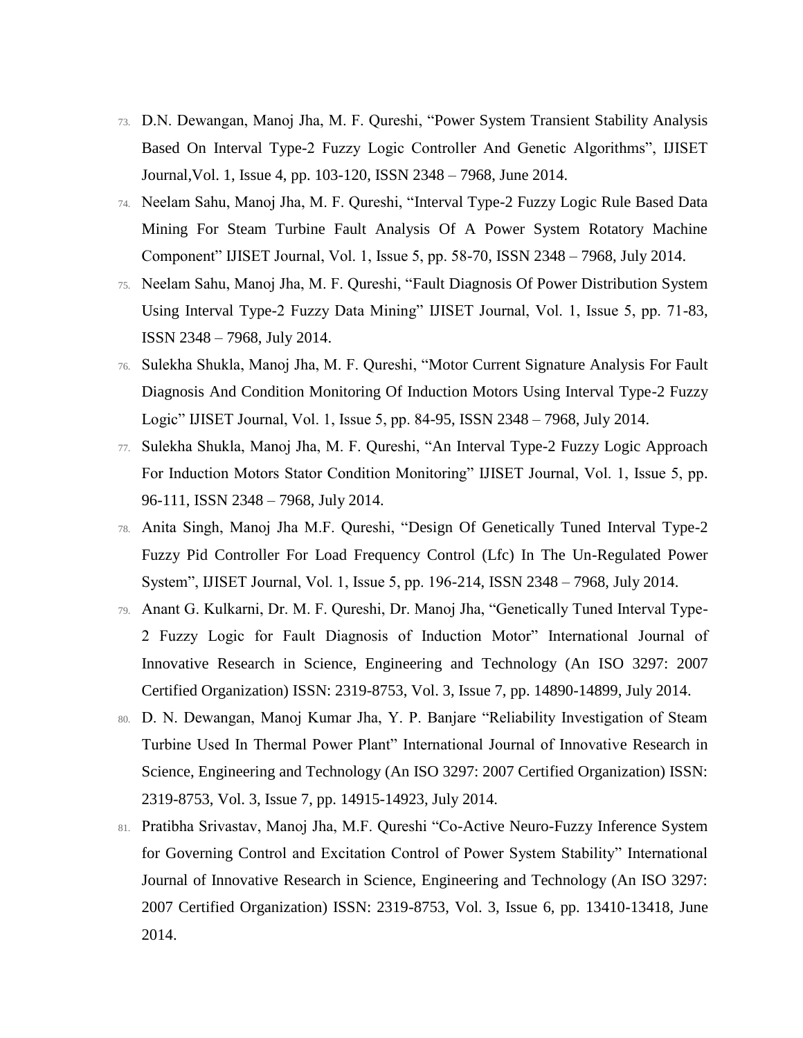73. D.N. Dewangan, Manoj Jha, M. F. Qureshi, “Power System Transient Stability Analysis Based On Interval Type-2 Fuzzy Logic Controller And Genetic Algorithms”, IJISET Journal,Vol. 1, Issue 4, pp. 103-120, ISSN 2348 – 7968, June 2014.
74. Neelam Sahu, Manoj Jha, M. F. Qureshi, “Interval Type-2 Fuzzy Logic Rule Based Data Mining For Steam Turbine Fault Analysis Of A Power System Rotatory Machine Component” IJISET Journal, Vol. 1, Issue 5, pp. 58-70, ISSN 2348 – 7968, July 2014.
75. Neelam Sahu, Manoj Jha, M. F. Qureshi, “Fault Diagnosis Of Power Distribution System Using Interval Type-2 Fuzzy Data Mining” IJISET Journal, Vol. 1, Issue 5, pp. 71-83, ISSN 2348 – 7968, July 2014.
76. Sulekha Shukla, Manoj Jha, M. F. Qureshi, “Motor Current Signature Analysis For Fault Diagnosis And Condition Monitoring Of Induction Motors Using Interval Type-2 Fuzzy Logic” IJISET Journal, Vol. 1, Issue 5, pp. 84-95, ISSN 2348 – 7968, July 2014.
77. Sulekha Shukla, Manoj Jha, M. F. Qureshi, “An Interval Type-2 Fuzzy Logic Approach For Induction Motors Stator Condition Monitoring” IJISET Journal, Vol. 1, Issue 5, pp. 96-111, ISSN 2348 – 7968, July 2014.
78. Anita Singh, Manoj Jha M.F. Qureshi, “Design Of Genetically Tuned Interval Type-2 Fuzzy Pid Controller For Load Frequency Control (Lfc) In The Un-Regulated Power System”, IJISET Journal, Vol. 1, Issue 5, pp. 196-214, ISSN 2348 – 7968, July 2014.
79. Anant G. Kulkarni, Dr. M. F. Qureshi, Dr. Manoj Jha, “Genetically Tuned Interval Type-2 Fuzzy Logic for Fault Diagnosis of Induction Motor” International Journal of Innovative Research in Science, Engineering and Technology (An ISO 3297: 2007 Certified Organization) ISSN: 2319-8753, Vol. 3, Issue 7, pp. 14890-14899, July 2014.
80. D. N. Dewangan, Manoj Kumar Jha, Y. P. Banjare “Reliability Investigation of Steam Turbine Used In Thermal Power Plant” International Journal of Innovative Research in Science, Engineering and Technology (An ISO 3297: 2007 Certified Organization) ISSN: 2319-8753, Vol. 3, Issue 7, pp. 14915-14923, July 2014.
81. Pratibha Srivastav, Manoj Jha, M.F. Qureshi “Co-Active Neuro-Fuzzy Inference System for Governing Control and Excitation Control of Power System Stability” International Journal of Innovative Research in Science, Engineering and Technology (An ISO 3297: 2007 Certified Organization) ISSN: 2319-8753, Vol. 3, Issue 6, pp. 13410-13418, June 2014.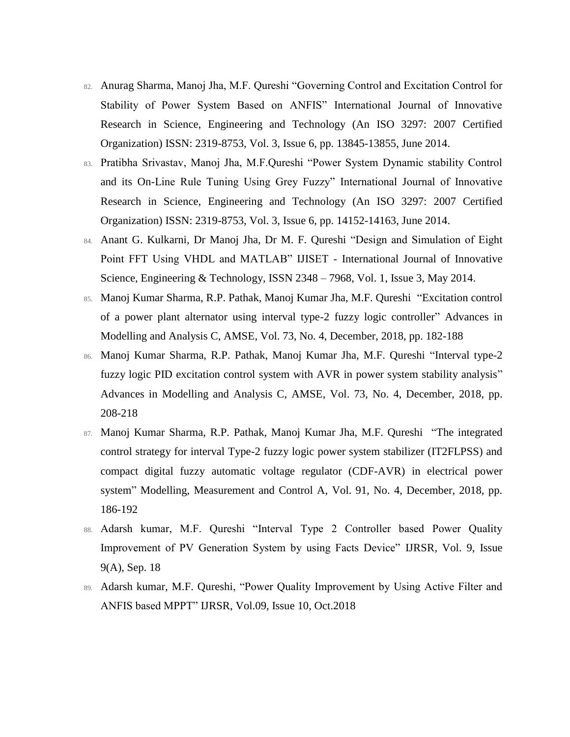82. Anurag Sharma, Manoj Jha, M.F. Qureshi "Governing Control and Excitation Control for Stability of Power System Based on ANFIS" International Journal of Innovative Research in Science, Engineering and Technology (An ISO 3297: 2007 Certified Organization) ISSN: 2319-8753, Vol. 3, Issue 6, pp. 13845-13855, June 2014.
83. Pratibha Srivastav, Manoj Jha, M.F.Qureshi "Power System Dynamic stability Control and its On-Line Rule Tuning Using Grey Fuzzy" International Journal of Innovative Research in Science, Engineering and Technology (An ISO 3297: 2007 Certified Organization) ISSN: 2319-8753, Vol. 3, Issue 6, pp. 14152-14163, June 2014.
84. Anant G. Kulkarni, Dr Manoj Jha, Dr M. F. Qureshi "Design and Simulation of Eight Point FFT Using VHDL and MATLAB" IJISET - International Journal of Innovative Science, Engineering & Technology, ISSN 2348 – 7968, Vol. 1, Issue 3, May 2014.
85. Manoj Kumar Sharma, R.P. Pathak, Manoj Kumar Jha, M.F. Qureshi "Excitation control of a power plant alternator using interval type-2 fuzzy logic controller" Advances in Modelling and Analysis C, AMSE, Vol. 73, No. 4, December, 2018, pp. 182-188
86. Manoj Kumar Sharma, R.P. Pathak, Manoj Kumar Jha, M.F. Qureshi "Interval type-2 fuzzy logic PID excitation control system with AVR in power system stability analysis" Advances in Modelling and Analysis C, AMSE, Vol. 73, No. 4, December, 2018, pp. 208-218
87. Manoj Kumar Sharma, R.P. Pathak, Manoj Kumar Jha, M.F. Qureshi "The integrated control strategy for interval Type-2 fuzzy logic power system stabilizer (IT2FLPSS) and compact digital fuzzy automatic voltage regulator (CDF-AVR) in electrical power system" Modelling, Measurement and Control A, Vol. 91, No. 4, December, 2018, pp. 186-192
88. Adarsh kumar, M.F. Qureshi "Interval Type 2 Controller based Power Quality Improvement of PV Generation System by using Facts Device" IJRSR, Vol. 9, Issue 9(A), Sep. 18
89. Adarsh kumar, M.F. Qureshi, "Power Quality Improvement by Using Active Filter and ANFIS based MPPT" IJRSR, Vol.09, Issue 10, Oct.2018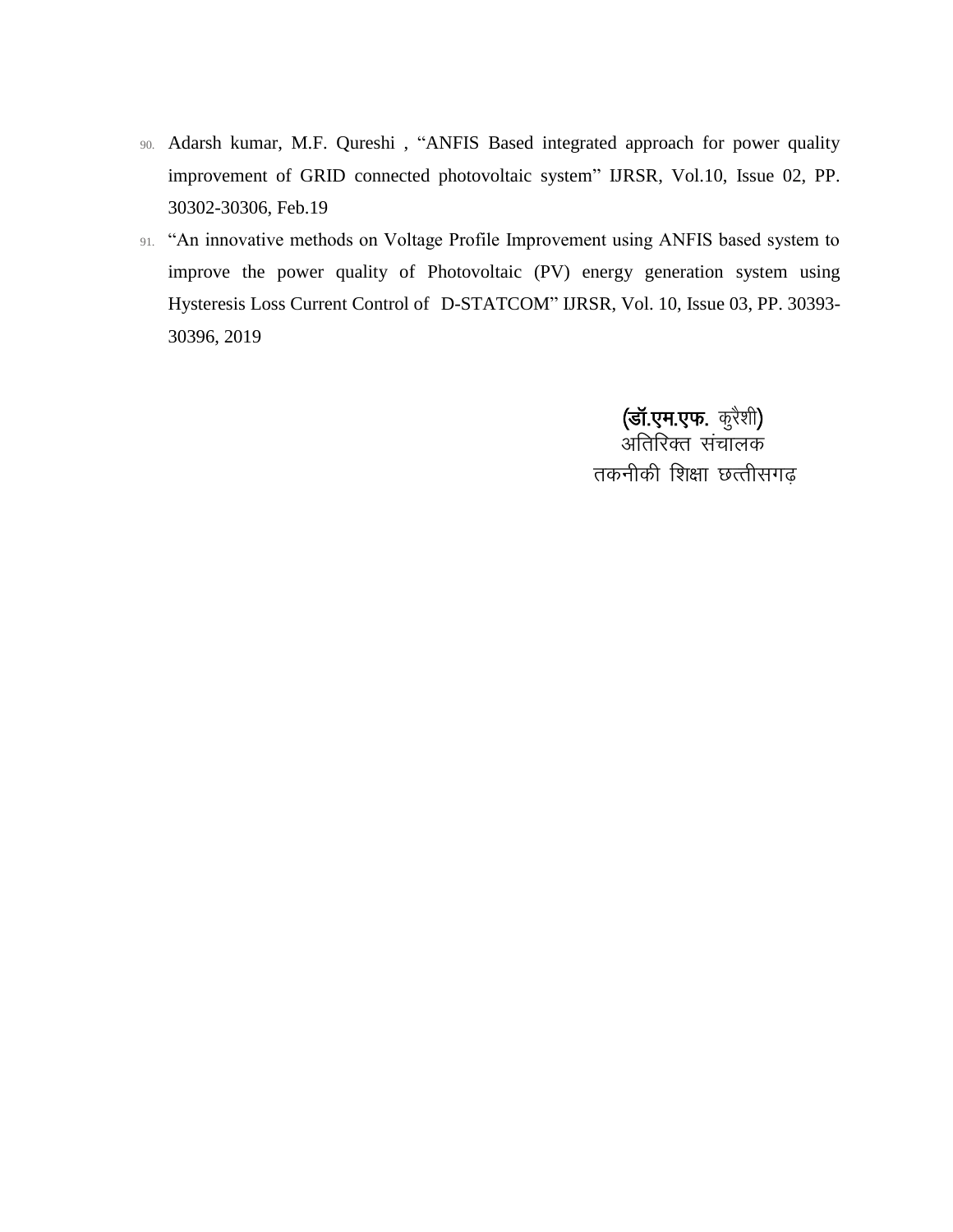90. Adarsh kumar, M.F. Qureshi , "ANFIS Based integrated approach for power quality improvement of GRID connected photovoltaic system" IJRSR, Vol.10, Issue 02, PP. 30302-30306, Feb.19
91. "An innovative methods on Voltage Profile Improvement using ANFIS based system to improve the power quality of Photovoltaic (PV) energy generation system using Hysteresis Loss Current Control of D-STATCOM" IJRSR, Vol. 10, Issue 03, PP. 30393-30396, 2019

**(डॉ.एम.एफ.** कुरैशी**)**
अतिरिक्त संचालक
तकनीकी शिक्षा छत्तीसगढ़